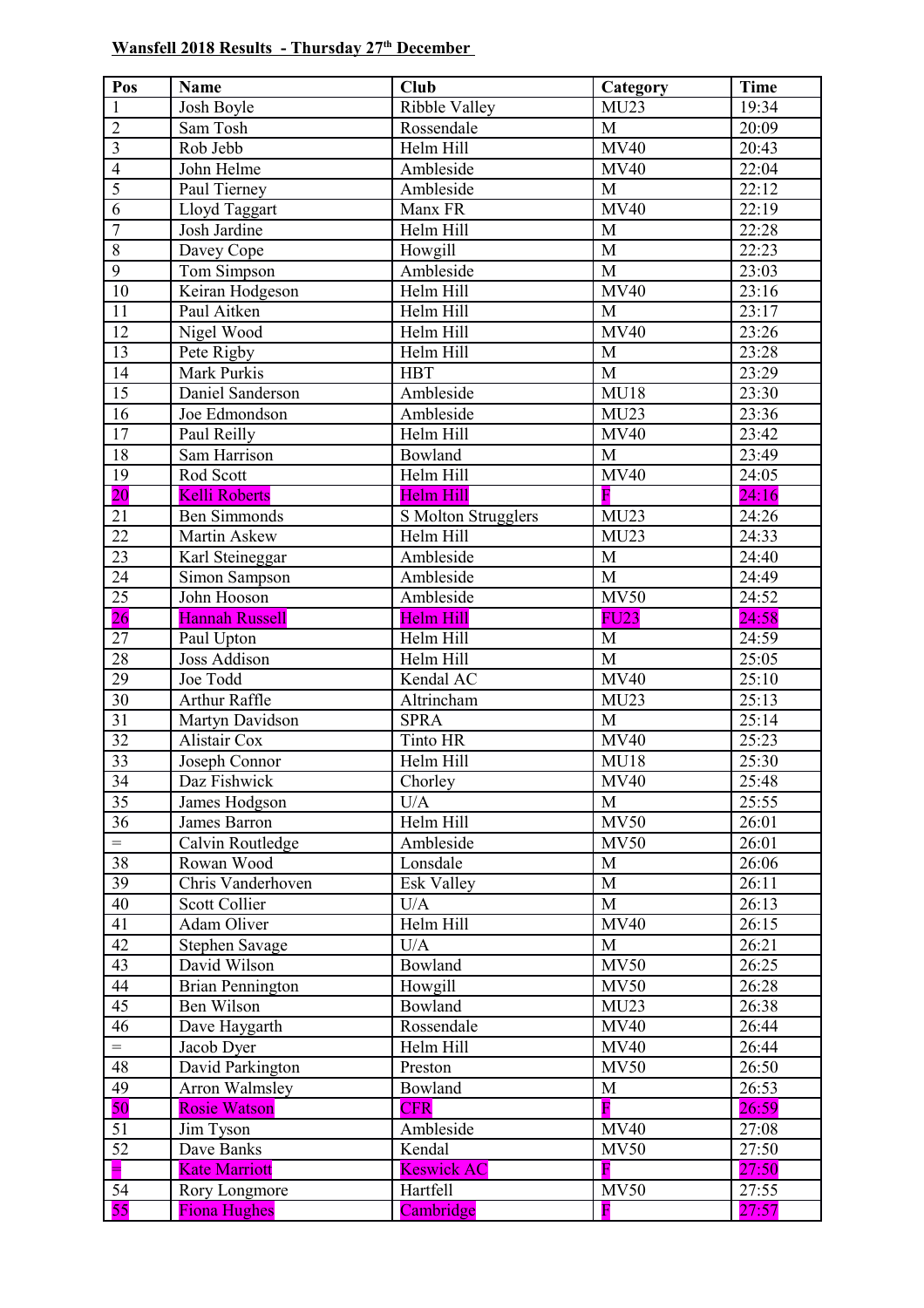**Wansfell 2018 Results - Thursday 27th December**

| Pos | Name | Club | Category | Time |
|---|---|---|---|---|
| 1 | Josh Boyle | Ribble Valley | MU23 | 19:34 |
| 2 | Sam Tosh | Rossendale | M | 20:09 |
| 3 | Rob Jebb | Helm Hill | MV40 | 20:43 |
| 4 | John Helme | Ambleside | MV40 | 22:04 |
| 5 | Paul Tierney | Ambleside | M | 22:12 |
| 6 | Lloyd Taggart | Manx FR | MV40 | 22:19 |
| 7 | Josh Jardine | Helm Hill | M | 22:28 |
| 8 | Davey Cope | Howgill | M | 22:23 |
| 9 | Tom Simpson | Ambleside | M | 23:03 |
| 10 | Keiran Hodgeson | Helm Hill | MV40 | 23:16 |
| 11 | Paul Aitken | Helm Hill | M | 23:17 |
| 12 | Nigel Wood | Helm Hill | MV40 | 23:26 |
| 13 | Pete Rigby | Helm Hill | M | 23:28 |
| 14 | Mark Purkis | HBT | M | 23:29 |
| 15 | Daniel Sanderson | Ambleside | MU18 | 23:30 |
| 16 | Joe Edmondson | Ambleside | MU23 | 23:36 |
| 17 | Paul Reilly | Helm Hill | MV40 | 23:42 |
| 18 | Sam Harrison | Bowland | M | 23:49 |
| 19 | Rod Scott | Helm Hill | MV40 | 24:05 |
| 20 | Kelli Roberts | Helm Hill | F | 24:16 |
| 21 | Ben Simmonds | S Molton Strugglers | MU23 | 24:26 |
| 22 | Martin Askew | Helm Hill | MU23 | 24:33 |
| 23 | Karl Steineggar | Ambleside | M | 24:40 |
| 24 | Simon Sampson | Ambleside | M | 24:49 |
| 25 | John Hooson | Ambleside | MV50 | 24:52 |
| 26 | Hannah Russell | Helm Hill | FU23 | 24:58 |
| 27 | Paul Upton | Helm Hill | M | 24:59 |
| 28 | Joss Addison | Helm Hill | M | 25:05 |
| 29 | Joe Todd | Kendal AC | MV40 | 25:10 |
| 30 | Arthur Raffle | Altrincham | MU23 | 25:13 |
| 31 | Martyn Davidson | SPRA | M | 25:14 |
| 32 | Alistair Cox | Tinto HR | MV40 | 25:23 |
| 33 | Joseph Connor | Helm Hill | MU18 | 25:30 |
| 34 | Daz Fishwick | Chorley | MV40 | 25:48 |
| 35 | James Hodgson | U/A | M | 25:55 |
| 36 | James Barron | Helm Hill | MV50 | 26:01 |
| = | Calvin Routledge | Ambleside | MV50 | 26:01 |
| 38 | Rowan Wood | Lonsdale | M | 26:06 |
| 39 | Chris Vanderhoven | Esk Valley | M | 26:11 |
| 40 | Scott Collier | U/A | M | 26:13 |
| 41 | Adam Oliver | Helm Hill | MV40 | 26:15 |
| 42 | Stephen Savage | U/A | M | 26:21 |
| 43 | David Wilson | Bowland | MV50 | 26:25 |
| 44 | Brian Pennington | Howgill | MV50 | 26:28 |
| 45 | Ben Wilson | Bowland | MU23 | 26:38 |
| 46 | Dave Haygarth | Rossendale | MV40 | 26:44 |
| = | Jacob Dyer | Helm Hill | MV40 | 26:44 |
| 48 | David Parkington | Preston | MV50 | 26:50 |
| 49 | Arron Walmsley | Bowland | M | 26:53 |
| 50 | Rosie Watson | CFR | F | 26:59 |
| 51 | Jim Tyson | Ambleside | MV40 | 27:08 |
| 52 | Dave Banks | Kendal | MV50 | 27:50 |
| = | Kate Marriott | Keswick AC | F | 27:50 |
| 54 | Rory Longmore | Hartfell | MV50 | 27:55 |
| 55 | Fiona Hughes | Cambridge | F | 27:57 |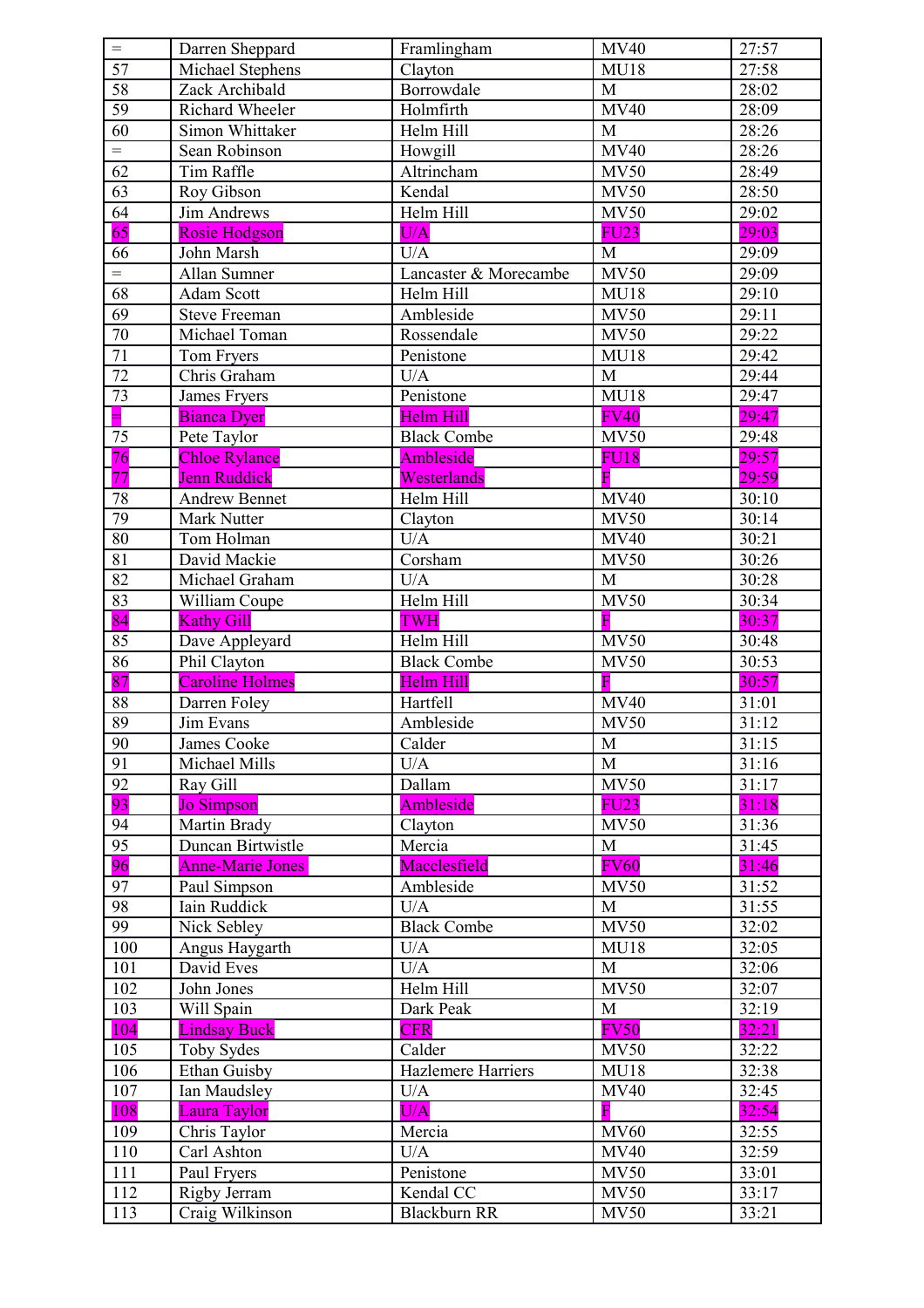| = | Darren Sheppard | Framlingham | MV40 | 27:57 |
|---|---|---|---|---|
| 57 | Michael Stephens | Clayton | MU18 | 27:58 |
| 58 | Zack Archibald | Borrowdale | M | 28:02 |
| 59 | Richard Wheeler | Holmfirth | MV40 | 28:09 |
| 60 | Simon Whittaker | Helm Hill | M | 28:26 |
| = | Sean Robinson | Howgill | MV40 | 28:26 |
| 62 | Tim Raffle | Altrincham | MV50 | 28:49 |
| 63 | Roy Gibson | Kendal | MV50 | 28:50 |
| 64 | Jim Andrews | Helm Hill | MV50 | 29:02 |
| 65 | Rosie Hodgson | U/A | FU23 | 29:03 |
| 66 | John Marsh | U/A | M | 29:09 |
| = | Allan Sumner | Lancaster & Morecambe | MV50 | 29:09 |
| 68 | Adam Scott | Helm Hill | MU18 | 29:10 |
| 69 | Steve Freeman | Ambleside | MV50 | 29:11 |
| 70 | Michael Toman | Rossendale | MV50 | 29:22 |
| 71 | Tom Fryers | Penistone | MU18 | 29:42 |
| 72 | Chris Graham | U/A | M | 29:44 |
| 73 | James Fryers | Penistone | MU18 | 29:47 |
| = | Bianca Dyer | Helm Hill | FV40 | 29:47 |
| 75 | Pete Taylor | Black Combe | MV50 | 29:48 |
| 76 | Chloe Rylance | Ambleside | FU18 | 29:57 |
| 77 | Jenn Ruddick | Westerlands | F | 29:59 |
| 78 | Andrew Bennet | Helm Hill | MV40 | 30:10 |
| 79 | Mark Nutter | Clayton | MV50 | 30:14 |
| 80 | Tom Holman | U/A | MV40 | 30:21 |
| 81 | David Mackie | Corsham | MV50 | 30:26 |
| 82 | Michael Graham | U/A | M | 30:28 |
| 83 | William Coupe | Helm Hill | MV50 | 30:34 |
| 84 | Kathy Gill | TWH | F | 30:37 |
| 85 | Dave Appleyard | Helm Hill | MV50 | 30:48 |
| 86 | Phil Clayton | Black Combe | MV50 | 30:53 |
| 87 | Caroline Holmes | Helm Hill | F | 30:57 |
| 88 | Darren Foley | Hartfell | MV40 | 31:01 |
| 89 | Jim Evans | Ambleside | MV50 | 31:12 |
| 90 | James Cooke | Calder | M | 31:15 |
| 91 | Michael Mills | U/A | M | 31:16 |
| 92 | Ray Gill | Dallam | MV50 | 31:17 |
| 93 | Jo Simpson | Ambleside | FU23 | 31:18 |
| 94 | Martin Brady | Clayton | MV50 | 31:36 |
| 95 | Duncan Birtwistle | Mercia | M | 31:45 |
| 96 | Anne-Marie Jones | Macclesfield | FV60 | 31:46 |
| 97 | Paul Simpson | Ambleside | MV50 | 31:52 |
| 98 | Iain Ruddick | U/A | M | 31:55 |
| 99 | Nick Sebley | Black Combe | MV50 | 32:02 |
| 100 | Angus Haygarth | U/A | MU18 | 32:05 |
| 101 | David Eves | U/A | M | 32:06 |
| 102 | John Jones | Helm Hill | MV50 | 32:07 |
| 103 | Will Spain | Dark Peak | M | 32:19 |
| 104 | Lindsay Buck | CFR | FV50 | 32:21 |
| 105 | Toby Sydes | Calder | MV50 | 32:22 |
| 106 | Ethan Guisby | Hazlemere Harriers | MU18 | 32:38 |
| 107 | Ian Maudsley | U/A | MV40 | 32:45 |
| 108 | Laura Taylor | U/A | F | 32:54 |
| 109 | Chris Taylor | Mercia | MV60 | 32:55 |
| 110 | Carl Ashton | U/A | MV40 | 32:59 |
| 111 | Paul Fryers | Penistone | MV50 | 33:01 |
| 112 | Rigby Jerram | Kendal CC | MV50 | 33:17 |
| 113 | Craig Wilkinson | Blackburn RR | MV50 | 33:21 |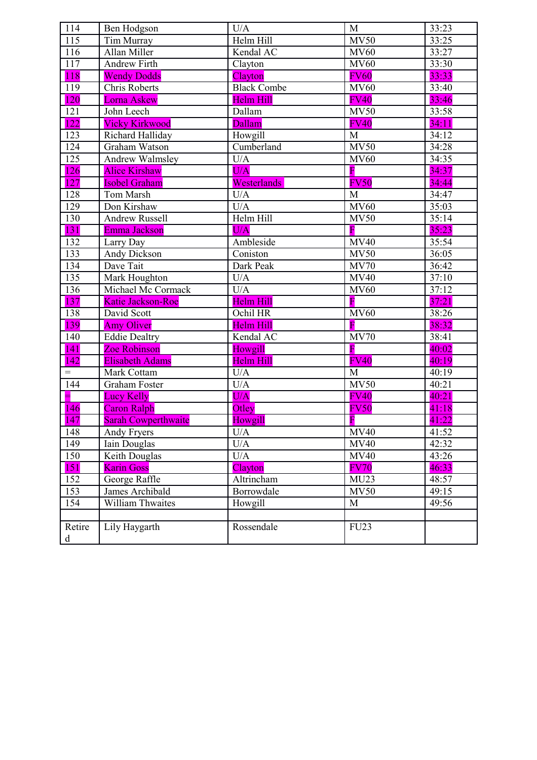| | | | | |
|---|---|---|---|---|
| 114 | Ben Hodgson | U/A | M | 33:23 |
| 115 | Tim Murray | Helm Hill | MV50 | 33:25 |
| 116 | Allan Miller | Kendal AC | MV60 | 33:27 |
| 117 | Andrew Firth | Clayton | MV60 | 33:30 |
| 118 | Wendy Dodds | Clayton | FV60 | 33:33 |
| 119 | Chris Roberts | Black Combe | MV60 | 33:40 |
| 120 | Lorna Askew | Helm Hill | FV40 | 33:46 |
| 121 | John Leech | Dallam | MV50 | 33:58 |
| 122 | Vicky Kirkwood | Dallam | FV40 | 34:11 |
| 123 | Richard Halliday | Howgill | M | 34:12 |
| 124 | Graham Watson | Cumberland | MV50 | 34:28 |
| 125 | Andrew Walmsley | U/A | MV60 | 34:35 |
| 126 | Alice Kirshaw | U/A | F | 34:37 |
| 127 | Isobel Graham | Westerlands | FV50 | 34:44 |
| 128 | Tom Marsh | U/A | M | 34:47 |
| 129 | Don Kirshaw | U/A | MV60 | 35:03 |
| 130 | Andrew Russell | Helm Hill | MV50 | 35:14 |
| 131 | Emma Jackson | U/A | F | 35:23 |
| 132 | Larry Day | Ambleside | MV40 | 35:54 |
| 133 | Andy Dickson | Coniston | MV50 | 36:05 |
| 134 | Dave Tait | Dark Peak | MV70 | 36:42 |
| 135 | Mark Houghton | U/A | MV40 | 37:10 |
| 136 | Michael Mc Cormack | U/A | MV60 | 37:12 |
| 137 | Katie Jackson-Roe | Helm Hill | F | 37:21 |
| 138 | David Scott | Ochil HR | MV60 | 38:26 |
| 139 | Amy Oliver | Helm Hill | F | 38:32 |
| 140 | Eddie Dealtry | Kendal AC | MV70 | 38:41 |
| 141 | Zoe Robinson | Howgill | F | 40:02 |
| 142 | Elisabeth Adams | Helm Hill | FV40 | 40:19 |
| = | Mark Cottam | U/A | M | 40:19 |
| 144 | Graham Foster | U/A | MV50 | 40:21 |
| = | Lucy Kelly | U/A | FV40 | 40:21 |
| 146 | Caron Ralph | Otley | FV50 | 41:18 |
| 147 | Sarah Cowperthwaite | Howgill | F | 41:22 |
| 148 | Andy Fryers | U/A | MV40 | 41:52 |
| 149 | Iain Douglas | U/A | MV40 | 42:32 |
| 150 | Keith Douglas | U/A | MV40 | 43:26 |
| 151 | Karin Goss | Clayton | FV70 | 46:33 |
| 152 | George Raffle | Altrincham | MU23 | 48:57 |
| 153 | James Archibald | Borrowdale | MV50 | 49:15 |
| 154 | William Thwaites | Howgill | M | 49:56 |
| | | | | |
| Retired | Lily Haygarth | Rossendale | FU23 | |